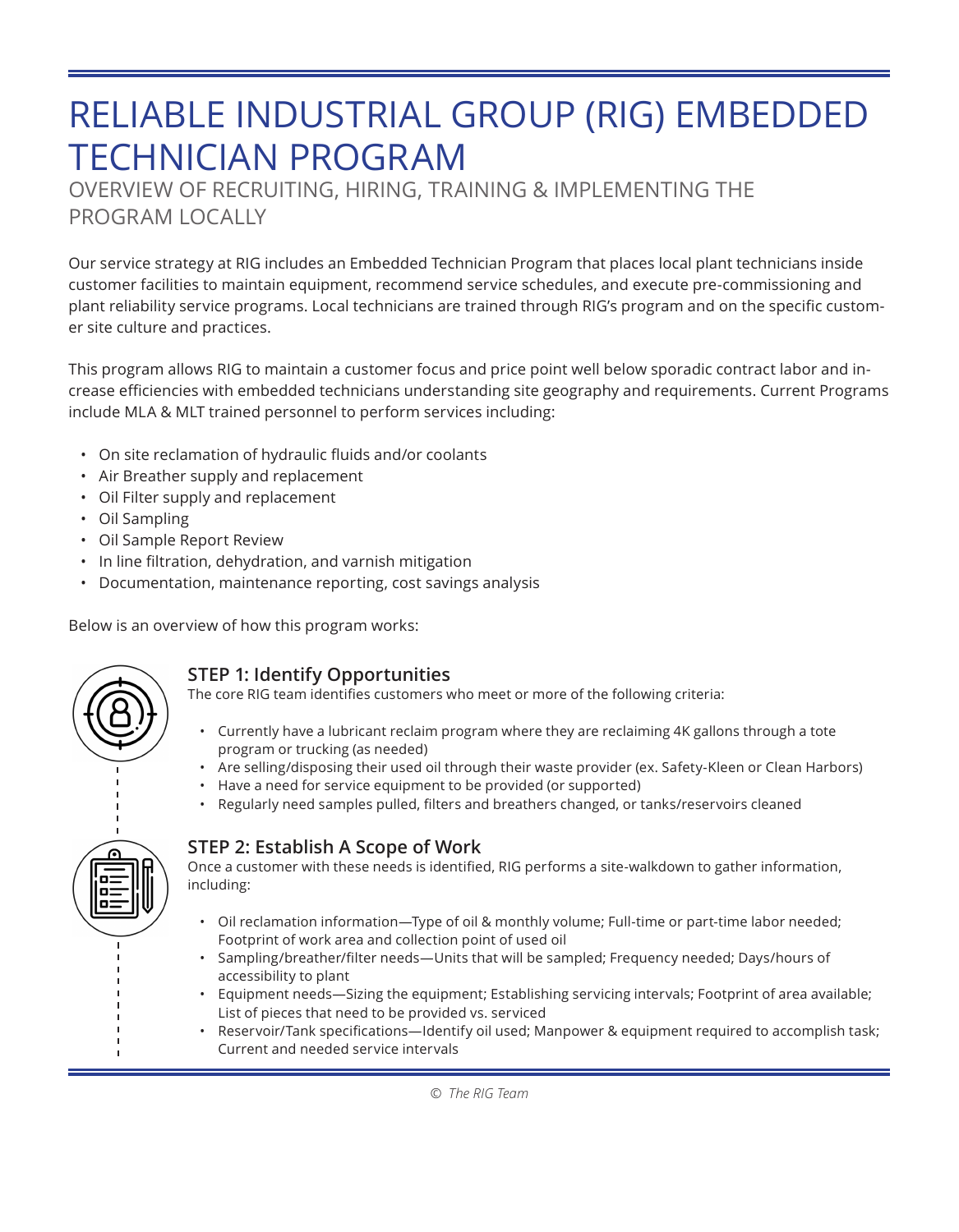# RELIABLE INDUSTRIAL GROUP (RIG) EMBEDDED TECHNICIAN PROGRAM

## OVERVIEW OF RECRUITING, HIRING, TRAINING & IMPLEMENTING THE PROGRAM LOCALLY

Our service strategy at RIG includes an Embedded Technician Program that places local plant technicians inside customer facilities to maintain equipment, recommend service schedules, and execute pre-commissioning and plant reliability service programs. Local technicians are trained through RIG's program and on the specific customer site culture and practices.

This program allows RIG to maintain a customer focus and price point well below sporadic contract labor and increase efficiencies with embedded technicians understanding site geography and requirements. Current Programs include MLA & MLT trained personnel to perform services including:

- On site reclamation of hydraulic fluids and/or coolants
- Air Breather supply and replacement
- Oil Filter supply and replacement
- Oil Sampling
- Oil Sample Report Review
- In line filtration, dehydration, and varnish mitigation
- Documentation, maintenance reporting, cost savings analysis

Below is an overview of how this program works:

### STEP 1: Identify Opportunities

The core RIG team identifies customers who meet or more of the following criteria:

- Currently have a lubricant reclaim program where they are reclaiming 4K gallons through a tote program or trucking (as needed)
- Are selling/disposing their used oil through their waste provider (ex. Safety-Kleen or Clean Harbors)
- Have a need for service equipment to be provided (or supported)
- Regularly need samples pulled, filters and breathers changed, or tanks/reservoirs cleaned

### STEP 2: Establish A Scope of Work

Once a customer with these needs is identified, RIG performs a site-walkdown to gather information, including:

- Oil reclamation information—Type of oil & monthly volume; Full-time or part-time labor needed; Footprint of work area and collection point of used oil
- Sampling/breather/filter needs—Units that will be sampled; Frequency needed; Days/hours of accessibility to plant
- Equipment needs—Sizing the equipment; Establishing servicing intervals; Footprint of area available; List of pieces that need to be provided vs. serviced
- Reservoir/Tank specifications—Identify oil used; Manpower & equipment required to accomplish task; Current and needed service intervals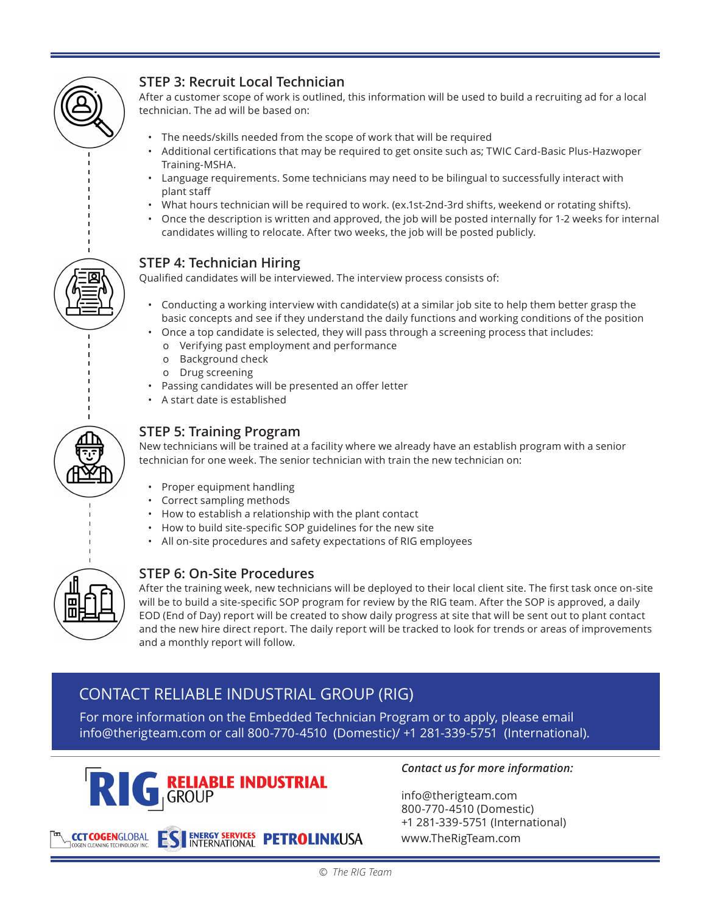## STEP 3: Recruit Local Technician

After a customer scope of work is outlined, this information will be used to build a recruiting ad for a local technician. The ad will be based on:

- The needs/skills needed from the scope of work that will be required
- Additional certifications that may be required to get onsite such as; TWIC Card-Basic Plus-Hazwoper Training-MSHA.
- Language requirements. Some technicians may need to be bilingual to successfully interact with plant staff
- What hours technician will be required to work. (ex.1st-2nd-3rd shifts, weekend or rotating shifts).
- Once the description is written and approved, the job will be posted internally for 1-2 weeks for internal candidates willing to relocate. After two weeks, the job will be posted publicly.

## STEP 4: Technician Hiring

Qualified candidates will be interviewed. The interview process consists of:

- Conducting a working interview with candidate(s) at a similar job site to help them better grasp the basic concepts and see if they understand the daily functions and working conditions of the position
- Once a top candidate is selected, they will pass through a screening process that includes:
  - Verifying past employment and performance
  - Background check
  - Drug screening
- Passing candidates will be presented an offer letter
- A start date is established

## STEP 5: Training Program

New technicians will be trained at a facility where we already have an establish program with a senior technician for one week. The senior technician with train the new technician on:

- Proper equipment handling
- Correct sampling methods
- How to establish a relationship with the plant contact
- How to build site-specific SOP guidelines for the new site
- All on-site procedures and safety expectations of RIG employees

## STEP 6: On-Site Procedures

After the training week, new technicians will be deployed to their local client site. The first task once on-site will be to build a site-specific SOP program for review by the RIG team. After the SOP is approved, a daily EOD (End of Day) report will be created to show daily progress at site that will be sent out to plant contact and the new hire direct report. The daily report will be tracked to look for trends or areas of improvements and a monthly report will follow.

## CONTACT RELIABLE INDUSTRIAL GROUP (RIG)

For more information on the Embedded Technician Program or to apply, please email info@therigteam.com or call 800-770-4510 (Domestic)/ +1 281-339-5751 (International).

RIG RELIABLE INDUSTRIAL GROUP

CCT COGENGLOBAL COGEN CLEANING TECHNOLOGY INC. | ESI ENERGY SERVICES INTERNATIONAL | PETROLINKUSA

*Contact us for more information:*

info@therigteam.com
800-770-4510 (Domestic)
+1 281-339-5751 (International)
www.TheRigTeam.com

© *The RIG Team*